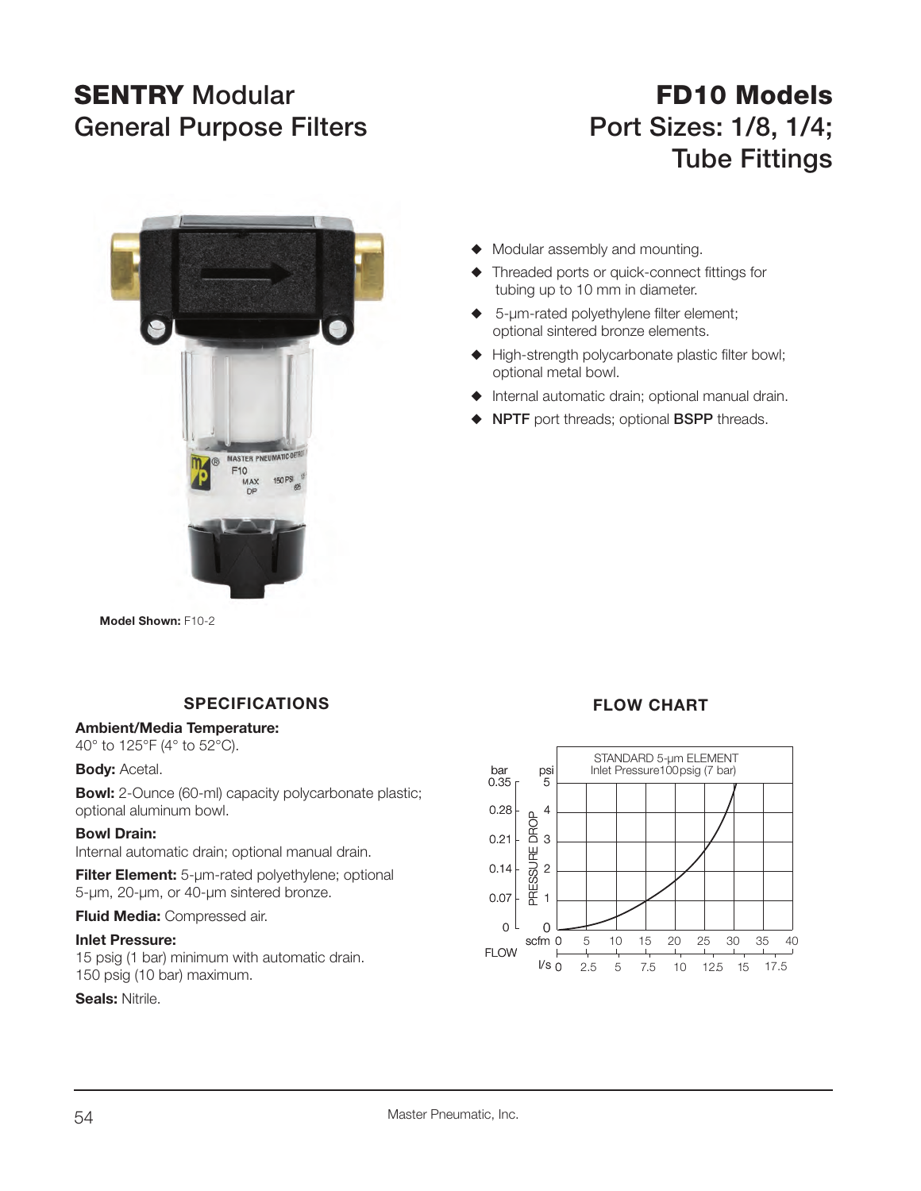# SENTRY Modular General Purpose Filters

# FD10 Models
## Port Sizes: 1/8, 1/4; Tube Fittings

**Model Shown:** F10-2

- Modular assembly and mounting.
- Threaded ports or quick-connect fittings for tubing up to 10 mm in diameter.
- 5-µm-rated polyethylene filter element; optional sintered bronze elements.
- High-strength polycarbonate plastic filter bowl; optional metal bowl.
- Internal automatic drain; optional manual drain.
- **NPTF** port threads; optional **BSPP** threads.

### SPECIFICATIONS

**Ambient/Media Temperature:**
40° to 125°F (4° to 52°C).

**Body:** Acetal.

**Bowl:** 2-Ounce (60-ml) capacity polycarbonate plastic; optional aluminum bowl.

**Bowl Drain:**
Internal automatic drain; optional manual drain.

**Filter Element:** 5-µm-rated polyethylene; optional 5-µm, 20-µm, or 40-µm sintered bronze.

**Fluid Media:** Compressed air.

**Inlet Pressure:**
15 psig (1 bar) minimum with automatic drain.
150 psig (10 bar) maximum.

**Seals:** Nitrile.

### FLOW CHART

STANDARD 5-µm ELEMENT
Inlet Pressure 100 psig (7 bar)

PRESSURE DROP: bar 0, 0.07, 0.14, 0.21, 0.28, 0.35; psi 0, 1, 2, 3, 4, 5

FLOW: scfm 0, 5, 10, 15, 20, 25, 30, 35, 40; l/s 0, 2.5, 5, 7.5, 10, 12.5, 15, 17.5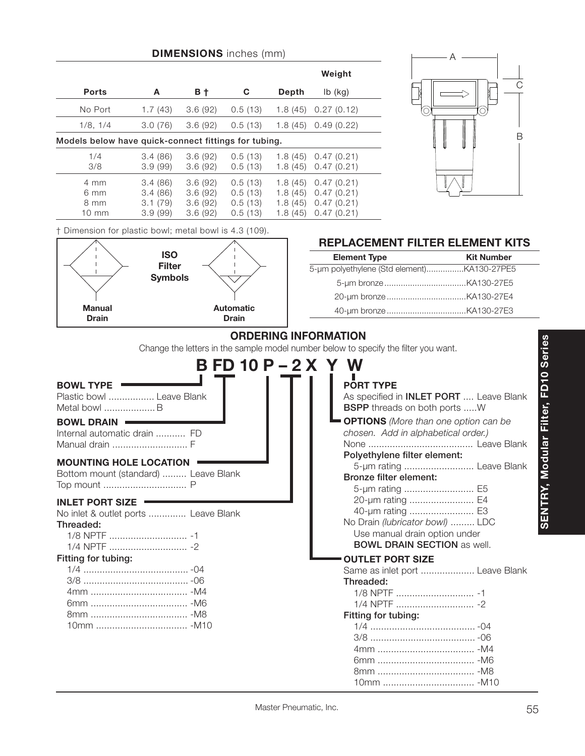## DIMENSIONS inches (mm)

| Ports | A | B † | C | Depth | Weight lb (kg) |
|---|---|---|---|---|---|
| No Port | 1.7 (43) | 3.6 (92) | 0.5 (13) | 1.8 (45) | 0.27 (0.12) |
| 1/8, 1/4 | 3.0 (76) | 3.6 (92) | 0.5 (13) | 1.8 (45) | 0.49 (0.22) |
| **Models below have quick-connect fittings for tubing.** | | | | | |
| 1/4 | 3.4 (86) | 3.6 (92) | 0.5 (13) | 1.8 (45) | 0.47 (0.21) |
| 3/8 | 3.9 (99) | 3.6 (92) | 0.5 (13) | 1.8 (45) | 0.47 (0.21) |
| 4 mm | 3.4 (86) | 3.6 (92) | 0.5 (13) | 1.8 (45) | 0.47 (0.21) |
| 6 mm | 3.4 (86) | 3.6 (92) | 0.5 (13) | 1.8 (45) | 0.47 (0.21) |
| 8 mm | 3.1 (79) | 3.6 (92) | 0.5 (13) | 1.8 (45) | 0.47 (0.21) |
| 10 mm | 3.9 (99) | 3.6 (92) | 0.5 (13) | 1.8 (45) | 0.47 (0.21) |

† Dimension for plastic bowl; metal bowl is 4.3 (109).

A
C
B

**ISO Filter Symbols**

**Manual Drain**

**Automatic Drain**

## REPLACEMENT FILTER ELEMENT KITS

| Element Type | Kit Number |
|---|---|
| 5-µm polyethylene (Std element) | KA130-27PE5 |
| 5-µm bronze | KA130-27E5 |
| 20-µm bronze | KA130-27E4 |
| 40-µm bronze | KA130-27E3 |

## ORDERING INFORMATION

Change the letters in the sample model number below to specify the filter you want.

**B FD 10 P – 2 X Y W**

**BOWL TYPE**
Plastic bowl ................. Leave Blank
Metal bowl ................... B

**BOWL DRAIN**
Internal automatic drain ........... FD
Manual drain ............................ F

**MOUNTING HOLE LOCATION**
Bottom mount (standard) ......... Leave Blank
Top mount ............................... P

**INLET PORT SIZE**
No inlet & outlet ports .............. Leave Blank
**Threaded:**
1/8 NPTF ............................. -1
1/4 NPTF ............................. -2
**Fitting for tubing:**
1/4 ....................................... -04
3/8 ....................................... -06
4mm .................................... -M4
6mm .................................... -M6
8mm .................................... -M8
10mm .................................. -M10

**PORT TYPE**
As specified in **INLET PORT** .... Leave Blank
**BSPP** threads on both ports .....W

**OPTIONS** *(More than one option can be chosen. Add in alphabetical order.)*
None ....................................... Leave Blank
**Polyethylene filter element:**
5-µm rating .......................... Leave Blank
**Bronze filter element:**
5-µm rating .......................... E5
20-µm rating ........................ E4
40-µm rating ........................ E3
No Drain *(lubricator bowl)* ......... LDC
Use manual drain option under **BOWL DRAIN SECTION** as well.

**OUTLET PORT SIZE**
Same as inlet port .................... Leave Blank
**Threaded:**
1/8 NPTF ............................. -1
1/4 NPTF ............................. -2
**Fitting for tubing:**
1/4 ....................................... -04
3/8 ....................................... -06
4mm .................................... -M4
6mm .................................... -M6
8mm .................................... -M8
10mm .................................. -M10